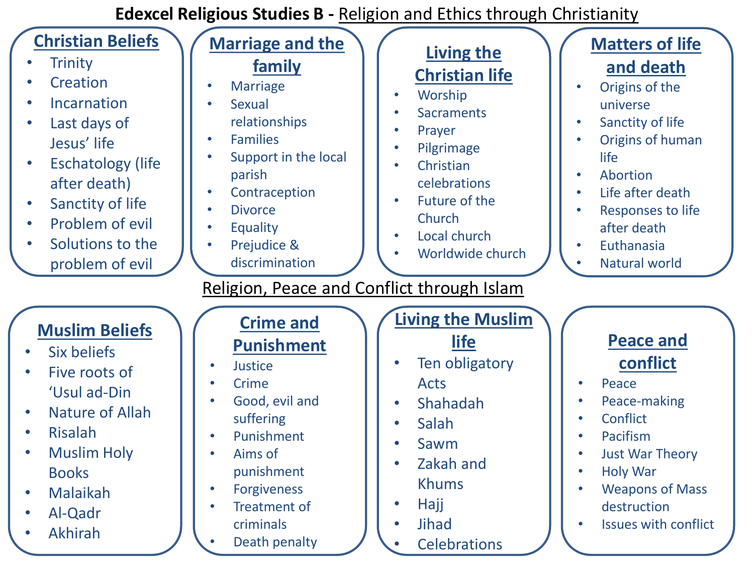# Edexcel Religious Studies B - Religion and Ethics through Christianity

## Christian Beliefs

- Trinity
- Creation
- Incarnation
- Last days of Jesus' life
- Eschatology (life after death)
- Sanctity of life
- Problem of evil
- Solutions to the problem of evil

## Marriage and the family

- Marriage
- Sexual relationships
- Families
- Support in the local parish
- Contraception
- Divorce
- Equality
- Prejudice & discrimination

## Living the Christian life

- Worship
- Sacraments
- Prayer
- Pilgrimage
- Christian celebrations
- Future of the Church
- Local church
- Worldwide church

## Matters of life and death

- Origins of the universe
- Sanctity of life
- Origins of human life
- Abortion
- Life after death
- Responses to life after death
- Euthanasia
- Natural world

# Religion, Peace and Conflict through Islam

## Muslim Beliefs

- Six beliefs
- Five roots of 'Usul ad-Din
- Nature of Allah
- Risalah
- Muslim Holy Books
- Malaikah
- Al-Qadr
- Akhirah

## Crime and Punishment

- Justice
- Crime
- Good, evil and suffering
- Punishment
- Aims of punishment
- Forgiveness
- Treatment of criminals
- Death penalty

## Living the Muslim life

- Ten obligatory Acts
- Shahadah
- Salah
- Sawm
- Zakah and Khums
- Hajj
- Jihad
- Celebrations

## Peace and conflict

- Peace
- Peace-making
- Conflict
- Pacifism
- Just War Theory
- Holy War
- Weapons of Mass destruction
- Issues with conflict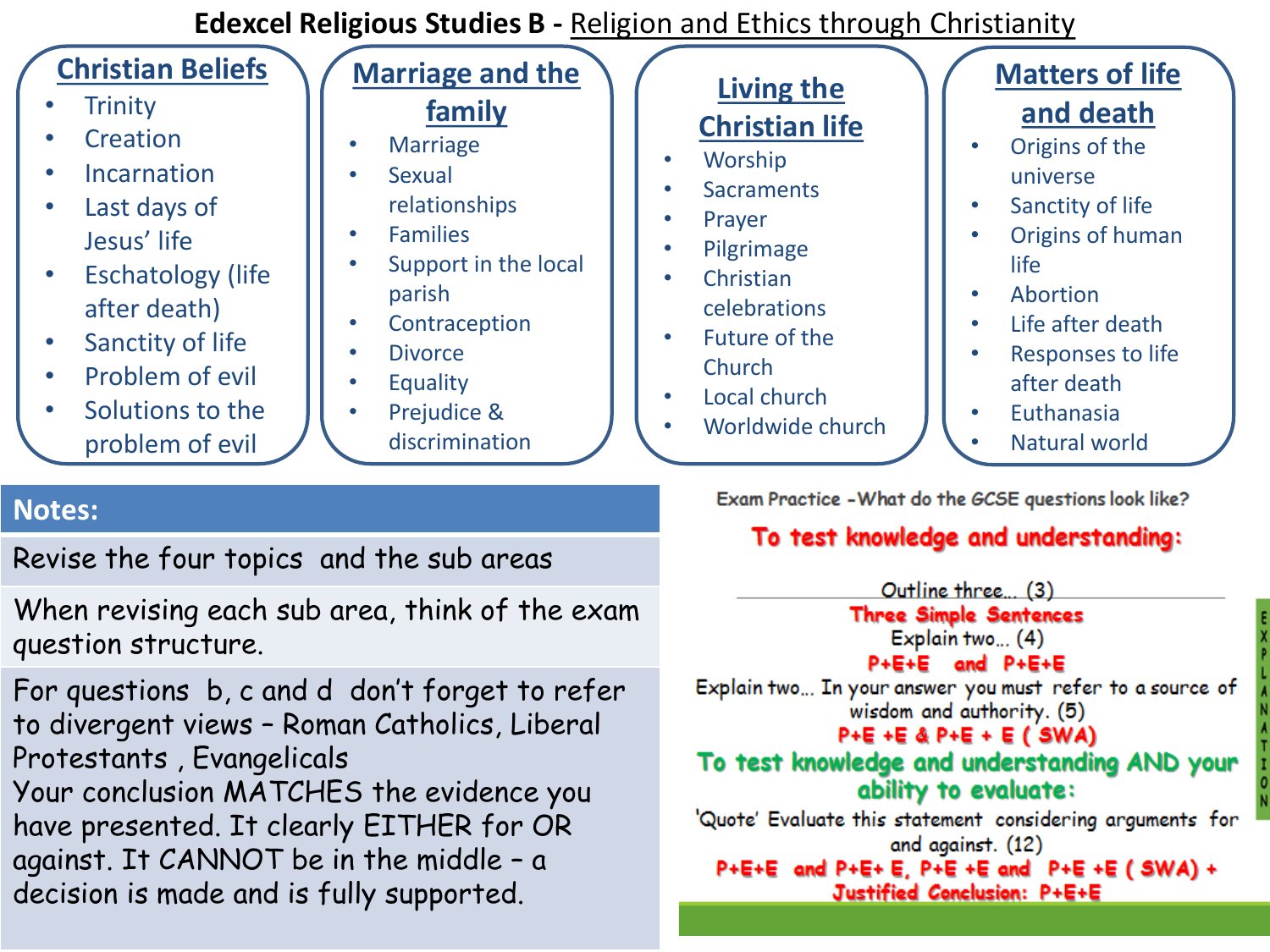# Edexcel Religious Studies B - Religion and Ethics through Christianity

## Christian Beliefs

- Trinity
- Creation
- Incarnation
- Last days of Jesus' life
- Eschatology (life after death)
- Sanctity of life
- Problem of evil
- Solutions to the problem of evil

## Marriage and the family

- Marriage
- Sexual relationships
- Families
- Support in the local parish
- Contraception
- Divorce
- Equality
- Prejudice & discrimination

## Living the Christian life

- Worship
- Sacraments
- Prayer
- Pilgrimage
- Christian celebrations
- Future of the Church
- Local church
- Worldwide church

## Matters of life and death

- Origins of the universe
- Sanctity of life
- Origins of human life
- Abortion
- Life after death
- Responses to life after death
- Euthanasia
- Natural world

## Notes:

Revise the four topics and the sub areas

When revising each sub area, think of the exam question structure.

For questions b, c and d don't forget to refer to divergent views – Roman Catholics, Liberal Protestants, Evangelicals
Your conclusion MATCHES the evidence you have presented. It clearly EITHER for OR against. It CANNOT be in the middle – a decision is made and is fully supported.

## Exam Practice - What do the GCSE questions look like?

**To test knowledge and understanding:**

Outline three… (3)
**Three Simple Sentences**

Explain two… (4)
**P+E+E and P+E+E**

Explain two… In your answer you must refer to a source of wisdom and authority. (5)
**P+E +E & P+E + E ( SWA)**

**To test knowledge and understanding AND your ability to evaluate:**

'Quote' Evaluate this statement considering arguments for and against. (12)
**P+E+E and P+E+ E, P+E +E and P+E +E ( SWA) + Justified Conclusion: P+E+E**

EXPLANATION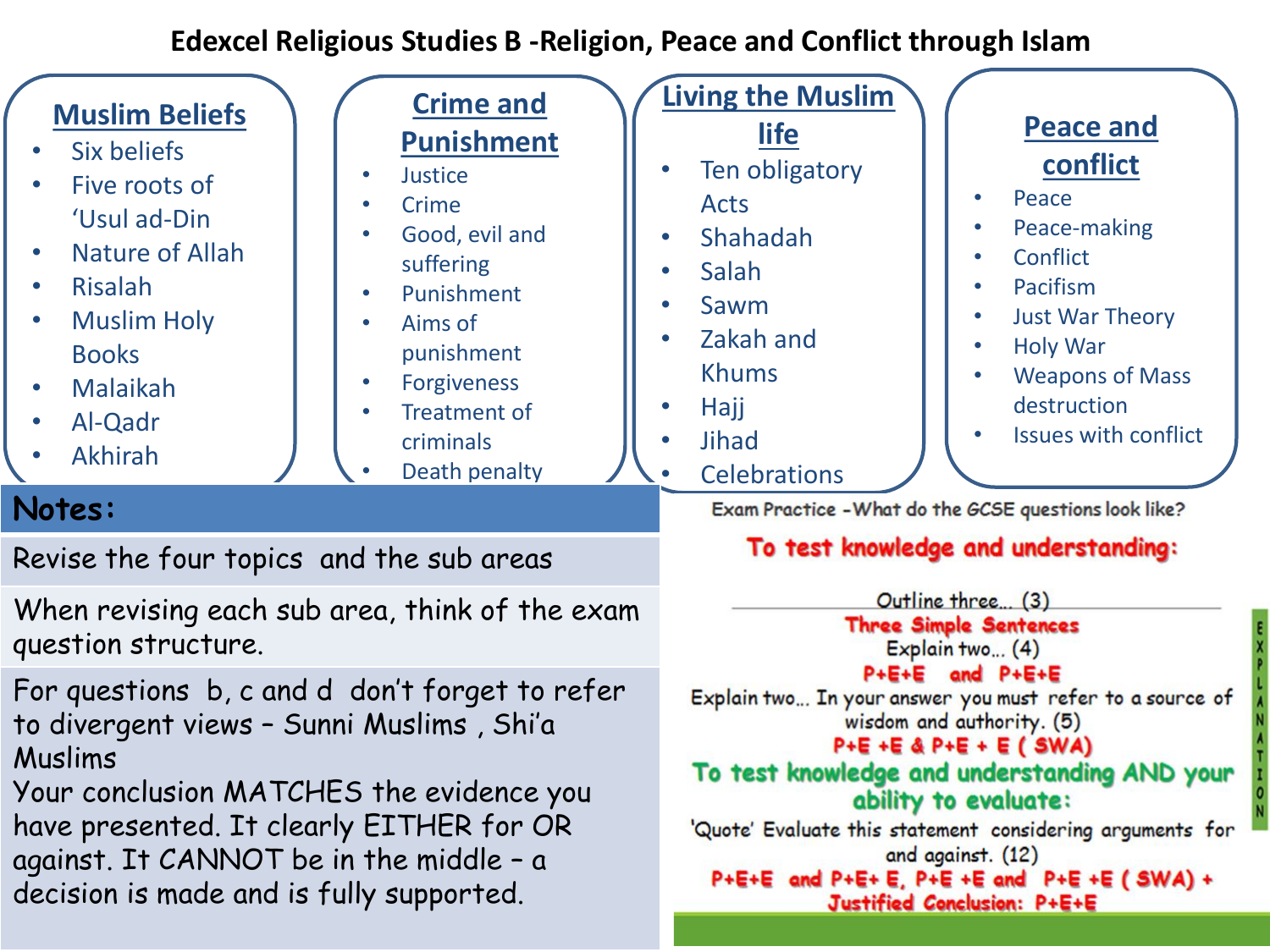# Edexcel Religious Studies B -Religion, Peace and Conflict through Islam

## Muslim Beliefs

- Six beliefs
- Five roots of 'Usul ad-Din
- Nature of Allah
- Risalah
- Muslim Holy Books
- Malaikah
- Al-Qadr
- Akhirah

## Crime and Punishment

- Justice
- Crime
- Good, evil and suffering
- Punishment
- Aims of punishment
- Forgiveness
- Treatment of criminals
- Death penalty

## Living the Muslim life

- Ten obligatory Acts
- Shahadah
- Salah
- Sawm
- Zakah and Khums
- Hajj
- Jihad
- Celebrations

## Peace and conflict

- Peace
- Peace-making
- Conflict
- Pacifism
- Just War Theory
- Holy War
- Weapons of Mass destruction
- Issues with conflict

## Notes:

Revise the four topics and the sub areas

When revising each sub area, think of the exam question structure.

For questions b, c and d don't forget to refer to divergent views – Sunni Muslims , Shi'a Muslims

Your conclusion MATCHES the evidence you have presented. It clearly EITHER for OR against. It CANNOT be in the middle – a decision is made and is fully supported.

Exam Practice -What do the GCSE questions look like?

**To test knowledge and understanding:**

Outline three… (3)

**Three Simple Sentences**

Explain two… (4)

**P+E+E and P+E+E**

Explain two… In your answer you must refer to a source of wisdom and authority. (5)

**P+E +E & P+E + E ( SWA)**

**To test knowledge and understanding AND your ability to evaluate:**

'Quote' Evaluate this statement considering arguments for and against. (12)

**P+E+E and P+E+ E, P+E +E and P+E +E ( SWA) + Justified Conclusion: P+E+E**

EXPLANATION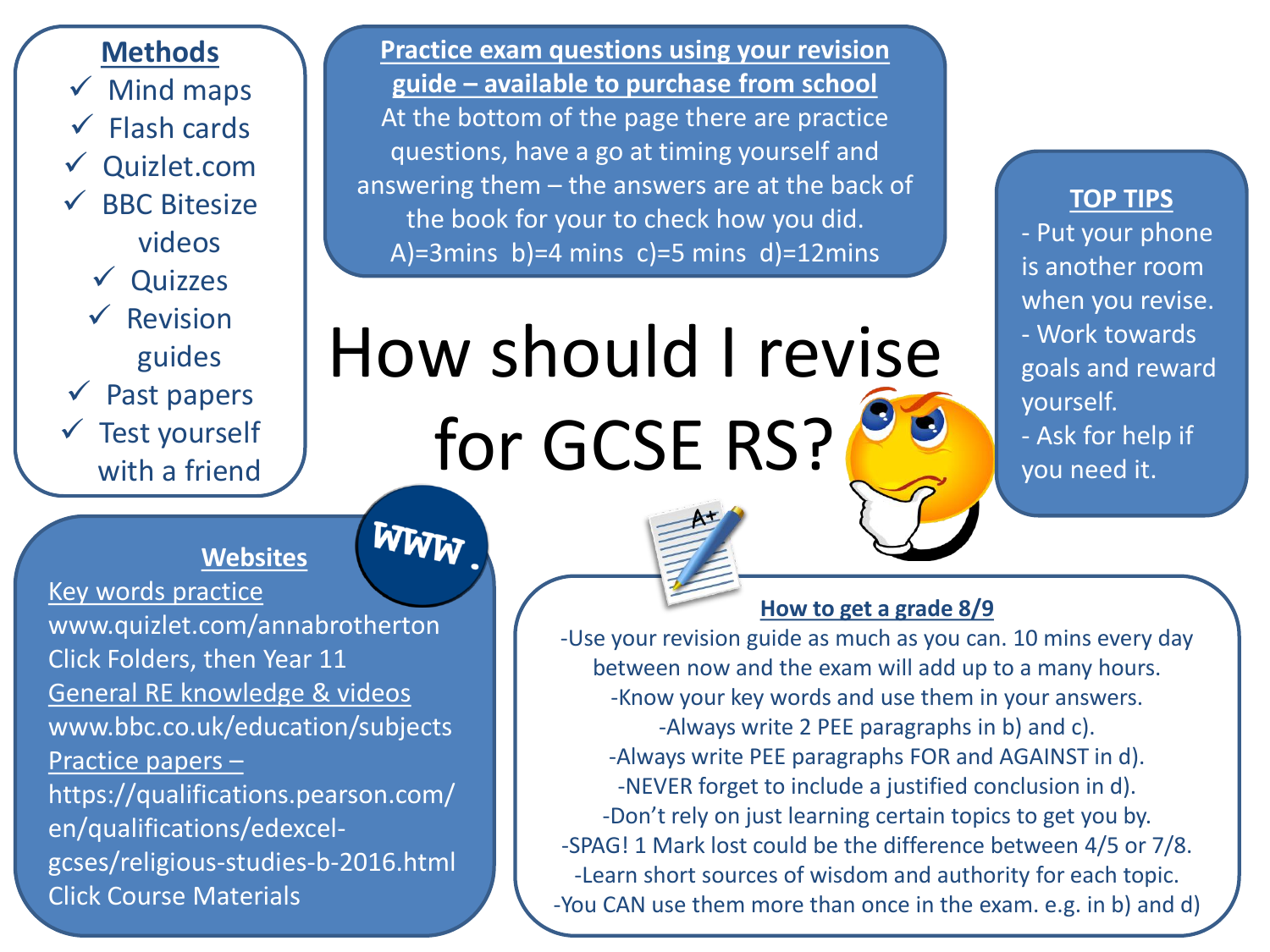# How should I revise for GCSE RS?

## Methods

- ✓ Mind maps
- ✓ Flash cards
- ✓ Quizlet.com
- ✓ BBC Bitesize videos
- ✓ Quizzes
- ✓ Revision guides
- ✓ Past papers
- ✓ Test yourself with a friend

## Practice exam questions using your revision guide – available to purchase from school

At the bottom of the page there are practice questions, have a go at timing yourself and answering them – the answers are at the back of the book for your to check how you did.

A)=3mins b)=4 mins c)=5 mins d)=12mins

## TOP TIPS

- Put your phone is another room when you revise.
- Work towards goals and reward yourself.
- Ask for help if you need it.

## Websites

Key words practice

www.quizlet.com/annabrotherton

Click Folders, then Year 11

General RE knowledge & videos

www.bbc.co.uk/education/subjects

Practice papers –

https://qualifications.pearson.com/en/qualifications/edexcel-gcses/religious-studies-b-2016.html

Click Course Materials

## How to get a grade 8/9

-Use your revision guide as much as you can. 10 mins every day between now and the exam will add up to a many hours.

-Know your key words and use them in your answers.

-Always write 2 PEE paragraphs in b) and c).

-Always write PEE paragraphs FOR and AGAINST in d).

-NEVER forget to include a justified conclusion in d).

-Don't rely on just learning certain topics to get you by.

-SPAG! 1 Mark lost could be the difference between 4/5 or 7/8.

-Learn short sources of wisdom and authority for each topic.

-You CAN use them more than once in the exam. e.g. in b) and d)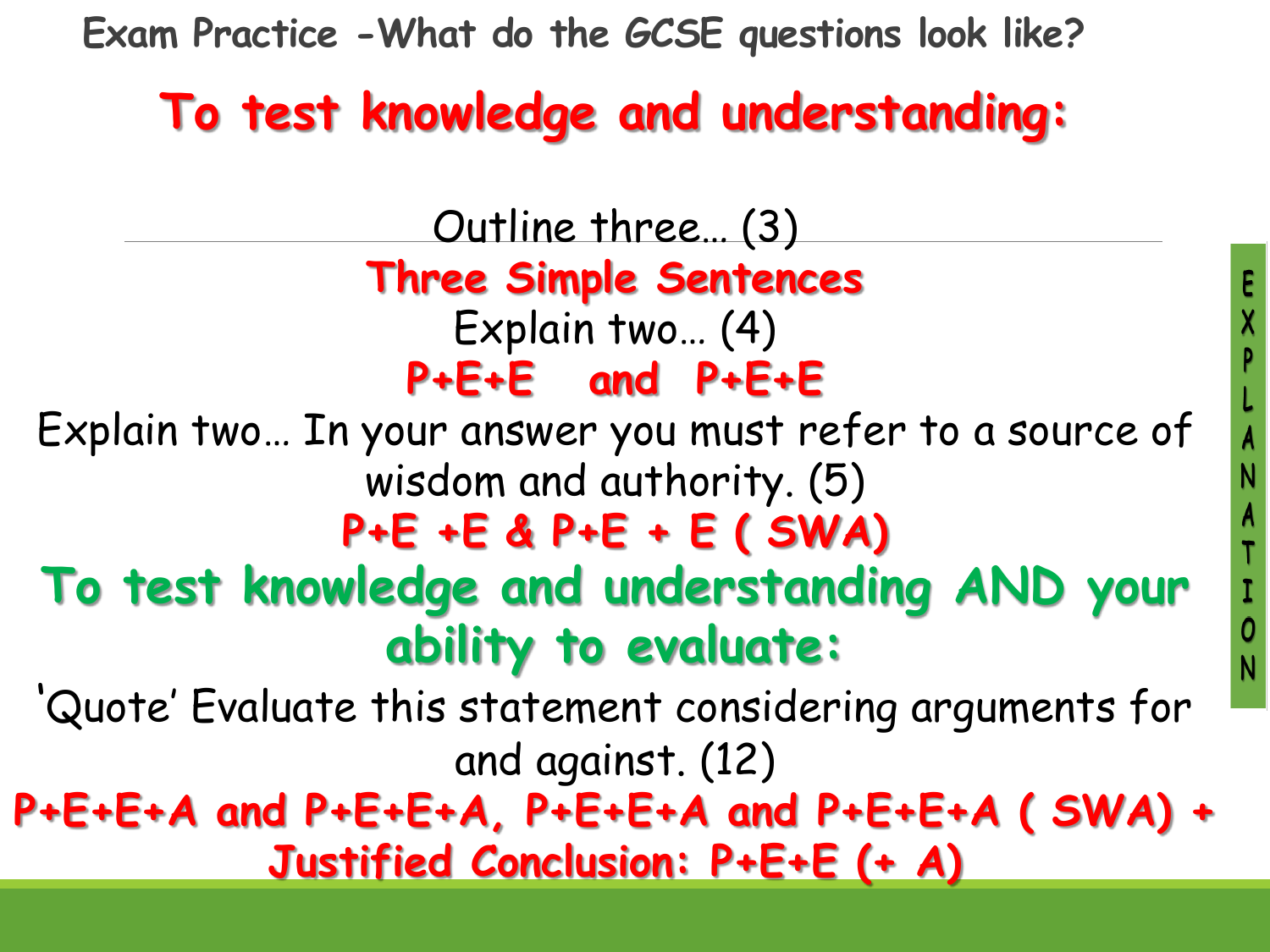# Exam Practice -What do the GCSE questions look like?

## To test knowledge and understanding:

Outline three… (3)

**Three Simple Sentences**

Explain two… (4)

**P+E+E and P+E+E**

Explain two… In your answer you must refer to a source of wisdom and authority. (5)

**P+E +E & P+E + E ( SWA)**

## To test knowledge and understanding AND your ability to evaluate:

'Quote' Evaluate this statement considering arguments for and against. (12)

**P+E+E+A and P+E+E+A, P+E+E+A and P+E+E+A ( SWA) + Justified Conclusion: P+E+E (+ A)**

EXPLANATION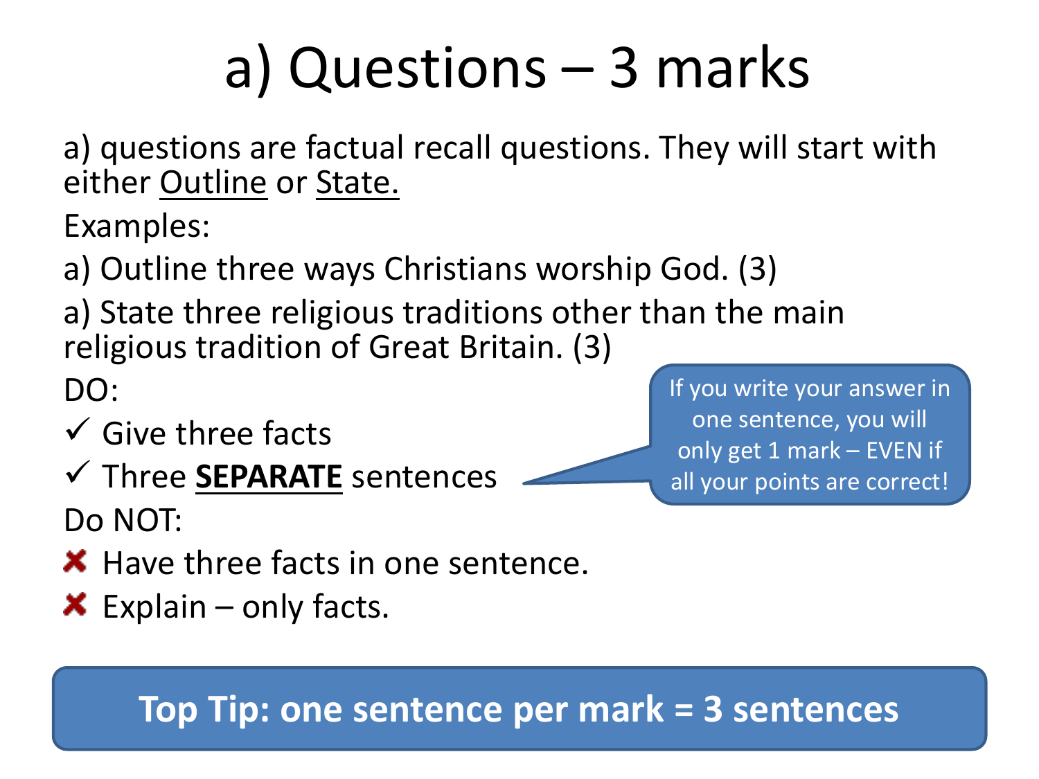# a) Questions – 3 marks

a) questions are factual recall questions. They will start with either Outline or State.

Examples:

a) Outline three ways Christians worship God. (3)

a) State three religious traditions other than the main religious tradition of Great Britain. (3)

DO:

- ✓ Give three facts
- ✓ Three **SEPARATE** sentences

If you write your answer in one sentence, you will only get 1 mark – EVEN if all your points are correct!

Do NOT:

- ✗ Have three facts in one sentence.
- ✗ Explain – only facts.

**Top Tip: one sentence per mark = 3 sentences**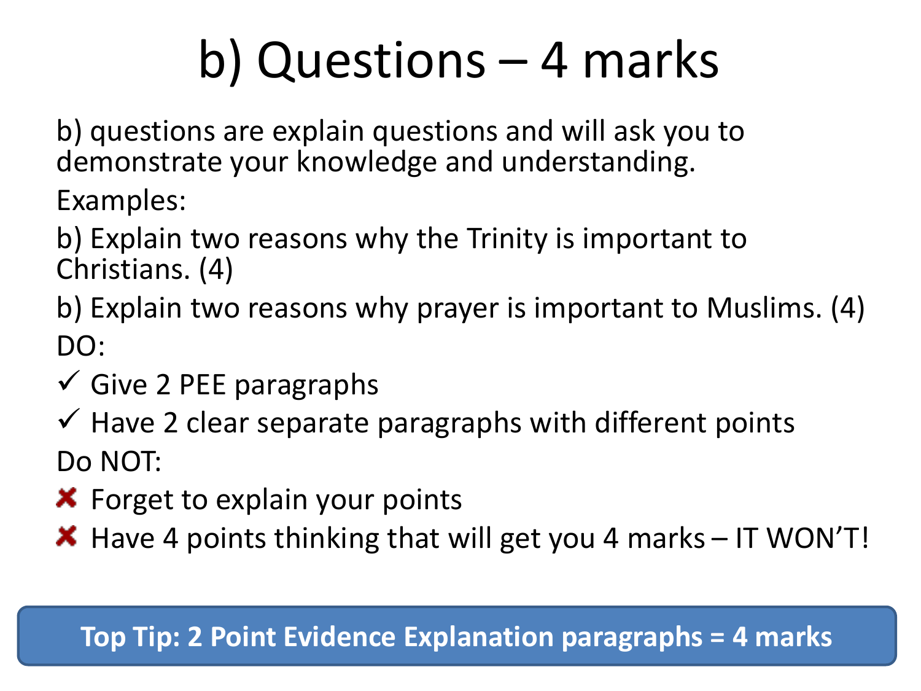# b) Questions – 4 marks

b) questions are explain questions and will ask you to demonstrate your knowledge and understanding.

Examples:

b) Explain two reasons why the Trinity is important to Christians. (4)

b) Explain two reasons why prayer is important to Muslims. (4)

DO:

- ✓ Give 2 PEE paragraphs
- ✓ Have 2 clear separate paragraphs with different points

Do NOT:

- ✗ Forget to explain your points
- ✗ Have 4 points thinking that will get you 4 marks – IT WON'T!

**Top Tip: 2 Point Evidence Explanation paragraphs = 4 marks**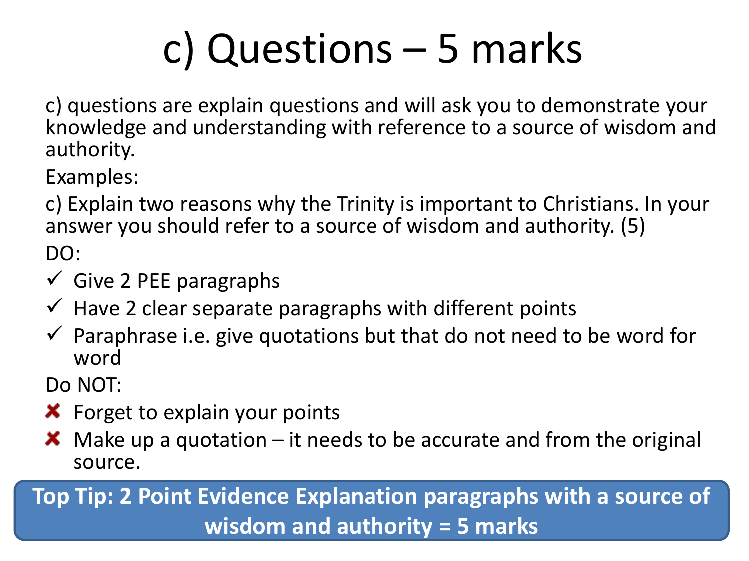# c) Questions – 5 marks

c) questions are explain questions and will ask you to demonstrate your knowledge and understanding with reference to a source of wisdom and authority.

Examples:

c) Explain two reasons why the Trinity is important to Christians. In your answer you should refer to a source of wisdom and authority. (5)

DO:

- ✓ Give 2 PEE paragraphs
- ✓ Have 2 clear separate paragraphs with different points
- ✓ Paraphrase i.e. give quotations but that do not need to be word for word

Do NOT:

- ✗ Forget to explain your points
- ✗ Make up a quotation – it needs to be accurate and from the original source.

**Top Tip: 2 Point Evidence Explanation paragraphs with a source of wisdom and authority = 5 marks**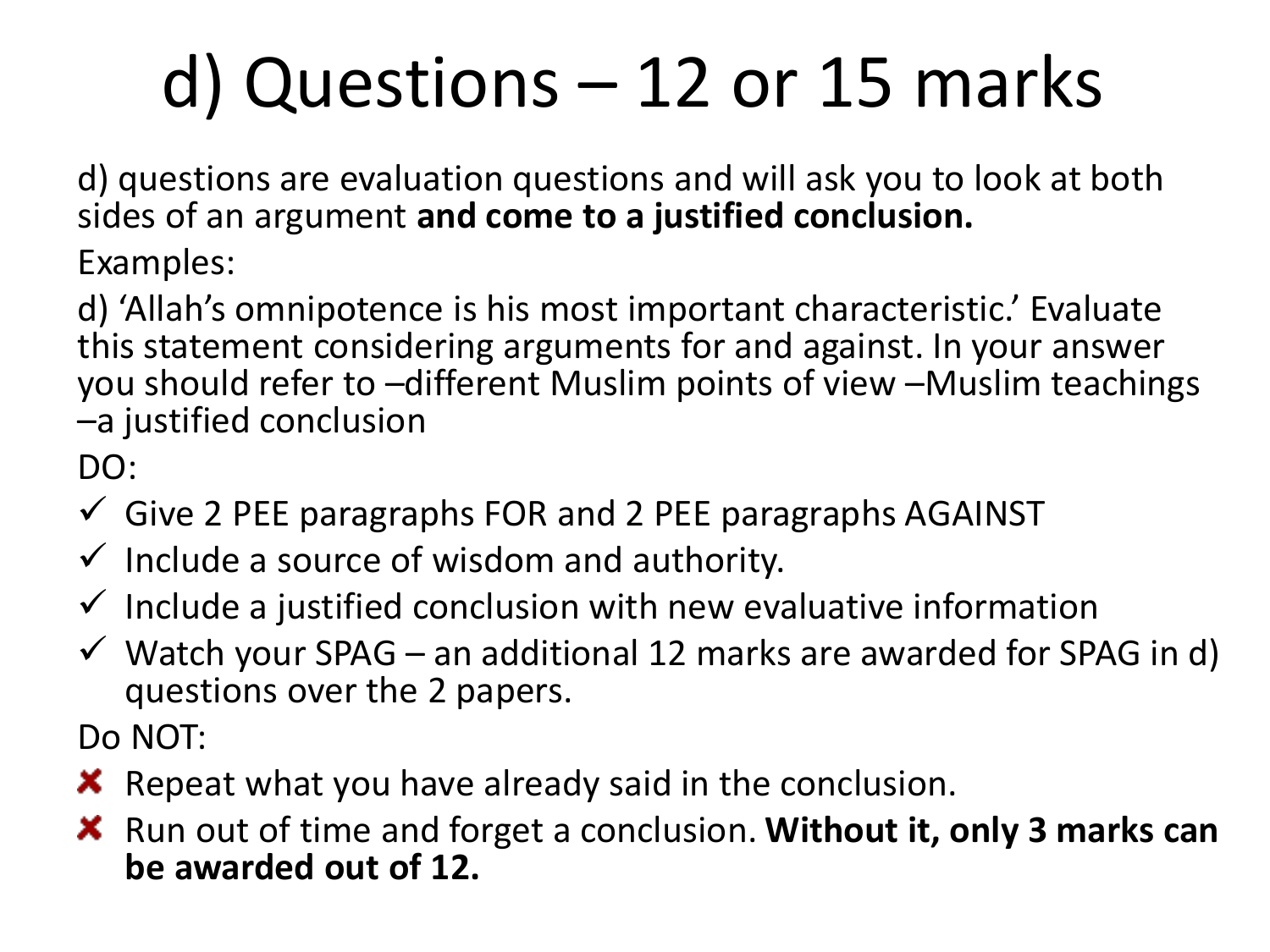# d) Questions – 12 or 15 marks

d) questions are evaluation questions and will ask you to look at both sides of an argument **and come to a justified conclusion.**

Examples:

d) 'Allah's omnipotence is his most important characteristic.' Evaluate this statement considering arguments for and against. In your answer you should refer to –different Muslim points of view –Muslim teachings –a justified conclusion

DO:

- ✓ Give 2 PEE paragraphs FOR and 2 PEE paragraphs AGAINST
- ✓ Include a source of wisdom and authority.
- ✓ Include a justified conclusion with new evaluative information
- ✓ Watch your SPAG – an additional 12 marks are awarded for SPAG in d) questions over the 2 papers.

Do NOT:

- ✗ Repeat what you have already said in the conclusion.
- ✗ Run out of time and forget a conclusion. **Without it, only 3 marks can be awarded out of 12.**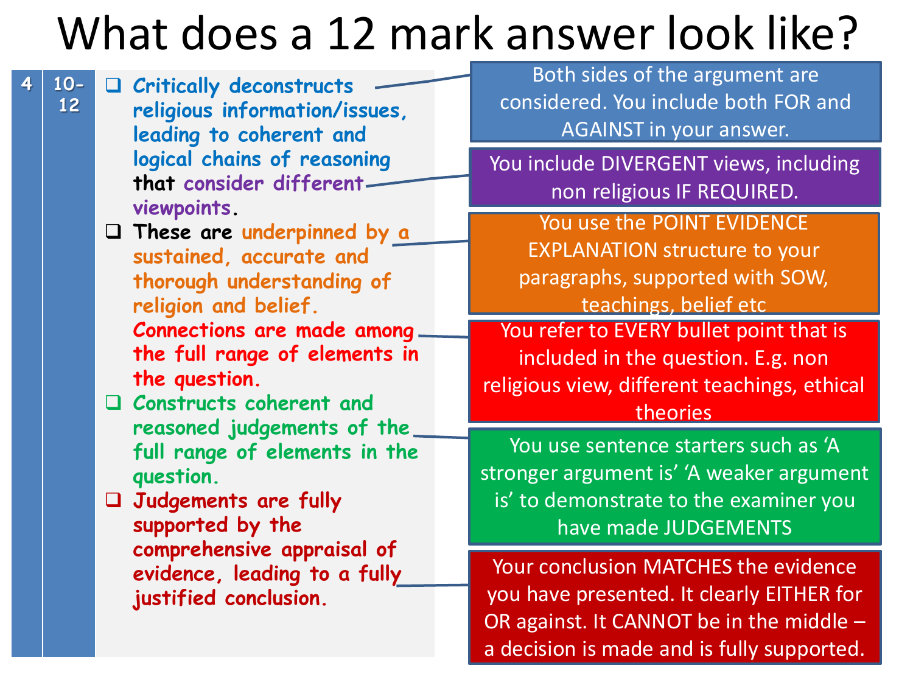# What does a 12 mark answer look like?

| | | |
|---|---|---|
| 4 | 10-12 | ❑ Critically deconstructs religious information/issues, leading to coherent and logical chains of reasoning that consider different viewpoints.<br>❑ These are underpinned by a sustained, accurate and thorough understanding of religion and belief. Connections are made among the full range of elements in the question.<br>❑ Constructs coherent and reasoned judgements of the full range of elements in the question.<br>❑ Judgements are fully supported by the comprehensive appraisal of evidence, leading to a fully justified conclusion. |

- **Critically deconstructs religious information/issues, leading to coherent and logical chains of reasoning:** Both sides of the argument are considered. You include both FOR and AGAINST in your answer.
- **Consider different viewpoints:** You include DIVERGENT views, including non religious IF REQUIRED.
- **Underpinned by a sustained, accurate and thorough understanding of religion and belief:** You use the POINT EVIDENCE EXPLANATION structure to your paragraphs, supported with SOW, teachings, belief etc
- **Connections are made among the full range of elements in the question:** You refer to EVERY bullet point that is included in the question. E.g. non religious view, different teachings, ethical theories
- **Constructs coherent and reasoned judgements of the full range of elements in the question:** You use sentence starters such as 'A stronger argument is' 'A weaker argument is' to demonstrate to the examiner you have made JUDGEMENTS
- **Judgements are fully supported by the comprehensive appraisal of evidence, leading to a fully justified conclusion:** Your conclusion MATCHES the evidence you have presented. It clearly EITHER for OR against. It CANNOT be in the middle – a decision is made and is fully supported.